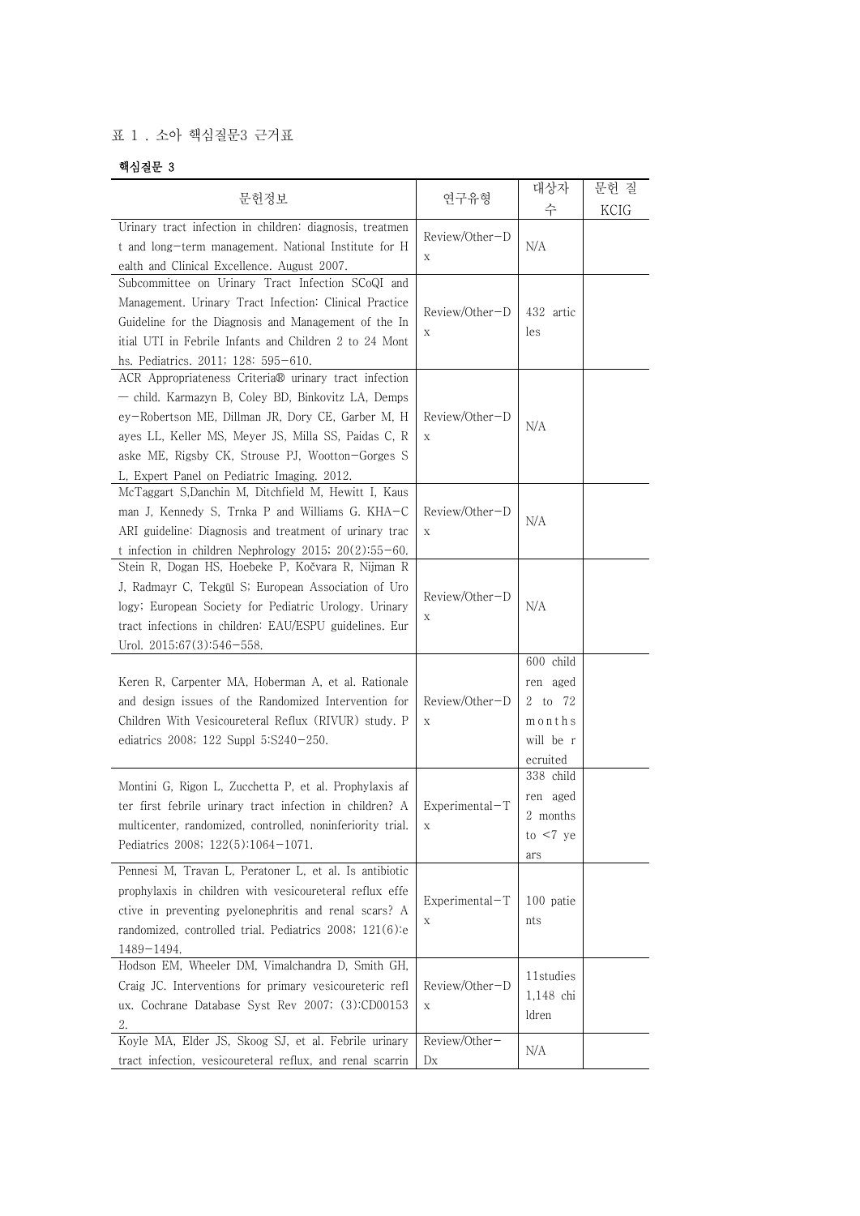표 1 . 소아 핵심질문3 근거표

**핵심질문 3**

| 문헌정보 | 연구유형 | 대상자 수 | 문헌 질 KCIG |
|---|---|---|---|
| Urinary tract infection in children: diagnosis, treatment and long-term management. National Institute for Health and Clinical Excellence. August 2007. | Review/Other-Dx | N/A | |
| Subcommittee on Urinary Tract Infection SCoQI and Management. Urinary Tract Infection: Clinical Practice Guideline for the Diagnosis and Management of the Initial UTI in Febrile Infants and Children 2 to 24 Months. Pediatrics. 2011; 128: 595-610. | Review/Other-Dx | 432 articles | |
| ACR Appropriateness Criteria® urinary tract infection — child. Karmazyn B, Coley BD, Binkovitz LA, Dempsey-Robertson ME, Dillman JR, Dory CE, Garber M, Hayes LL, Keller MS, Meyer JS, Milla SS, Paidas C, Raske ME, Rigsby CK, Strouse PJ, Wootton-Gorges SL, Expert Panel on Pediatric Imaging. 2012. | Review/Other-Dx | N/A | |
| McTaggart S,Danchin M, Ditchfield M, Hewitt I, Kausman J, Kennedy S, Trnka P and Williams G. KHA-CARI guideline: Diagnosis and treatment of urinary tract infection in children Nephrology 2015; 20(2):55-60. | Review/Other-Dx | N/A | |
| Stein R, Dogan HS, Hoebeke P, Kočvara R, Nijman RJ, Radmayr C, Tekgül S; European Association of Urology; European Society for Pediatric Urology. Urinary tract infections in children: EAU/ESPU guidelines. Eur Urol. 2015;67(3):546-558. | Review/Other-Dx | N/A | |
| Keren R, Carpenter MA, Hoberman A, et al. Rationale and design issues of the Randomized Intervention for Children With Vesicoureteral Reflux (RIVUR) study. Pediatrics 2008; 122 Suppl 5:S240-250. | Review/Other-Dx | 600 children aged 2 to 72 months will be recruited | |
| Montini G, Rigon L, Zucchetta P, et al. Prophylaxis after first febrile urinary tract infection in children? A multicenter, randomized, controlled, noninferiority trial. Pediatrics 2008; 122(5):1064-1071. | Experimental-Tx | 338 children aged 2 months to <7 years | |
| Pennesi M, Travan L, Peratoner L, et al. Is antibiotic prophylaxis in children with vesicoureteral reflux effective in preventing pyelonephritis and renal scars? A randomized, controlled trial. Pediatrics 2008; 121(6):e1489-1494. | Experimental-Tx | 100 patients | |
| Hodson EM, Wheeler DM, Vimalchandra D, Smith GH, Craig JC. Interventions for primary vesicoureteric reflux. Cochrane Database Syst Rev 2007; (3):CD001532. | Review/Other-Dx | 11studies 1,148 children | |
| Koyle MA, Elder JS, Skoog SJ, et al. Febrile urinary tract infection, vesicoureteral reflux, and renal scarrin | Review/Other-Dx | N/A | |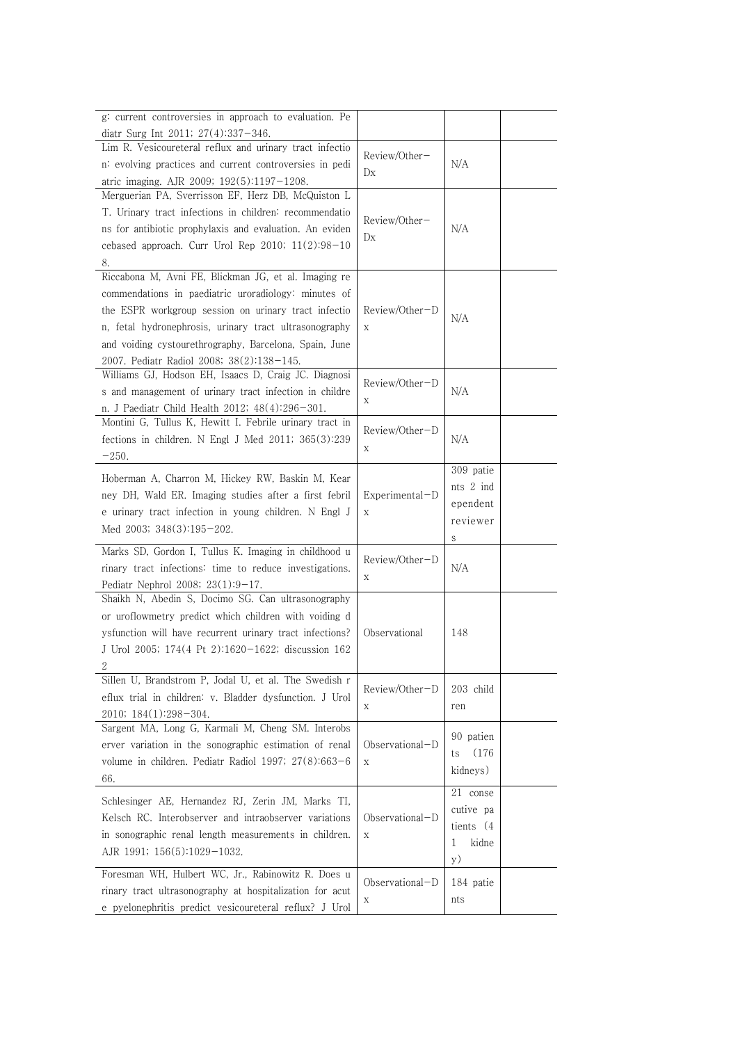| | | | |
|---|---|---|---|
| g: current controversies in approach to evaluation. Pediatr Surg Int 2011; 27(4):337−346. | | | |
| Lim R. Vesicoureteral reflux and urinary tract infection: evolving practices and current controversies in pediatric imaging. AJR 2009; 192(5):1197−1208. | Review/Other−Dx | N/A | |
| Merguerian PA, Sverrisson EF, Herz DB, McQuiston LT. Urinary tract infections in children: recommendations for antibiotic prophylaxis and evaluation. An evidencebased approach. Curr Urol Rep 2010; 11(2):98−108. | Review/Other−Dx | N/A | |
| Riccabona M, Avni FE, Blickman JG, et al. Imaging recommendations in paediatric uroradiology: minutes of the ESPR workgroup session on urinary tract infection, fetal hydronephrosis, urinary tract ultrasonography and voiding cystourethrography, Barcelona, Spain, June 2007. Pediatr Radiol 2008; 38(2):138−145. | Review/Other−Dx | N/A | |
| Williams GJ, Hodson EH, Isaacs D, Craig JC. Diagnosis and management of urinary tract infection in children. J Paediatr Child Health 2012; 48(4):296−301. | Review/Other−Dx | N/A | |
| Montini G, Tullus K, Hewitt I. Febrile urinary tract infections in children. N Engl J Med 2011; 365(3):239−250. | Review/Other−Dx | N/A | |
| Hoberman A, Charron M, Hickey RW, Baskin M, Kearney DH, Wald ER. Imaging studies after a first febrile urinary tract infection in young children. N Engl J Med 2003; 348(3):195−202. | Experimental−Dx | 309 patients 2 independent reviewers | |
| Marks SD, Gordon I, Tullus K. Imaging in childhood urinary tract infections: time to reduce investigations. Pediatr Nephrol 2008; 23(1):9−17. | Review/Other−Dx | N/A | |
| Shaikh N, Abedin S, Docimo SG. Can ultrasonography or uroflowmetry predict which children with voiding dysfunction will have recurrent urinary tract infections? J Urol 2005; 174(4 Pt 2):1620−1622; discussion 1622 | Observational | 148 | |
| Sillen U, Brandstrom P, Jodal U, et al. The Swedish reflux trial in children: v. Bladder dysfunction. J Urol 2010; 184(1):298−304. | Review/Other−Dx | 203 children | |
| Sargent MA, Long G, Karmali M, Cheng SM. Interobserver variation in the sonographic estimation of renal volume in children. Pediatr Radiol 1997; 27(8):663−666. | Observational−Dx | 90 patients (176 kidneys) | |
| Schlesinger AE, Hernandez RJ, Zerin JM, Marks TI, Kelsch RC. Interobserver and intraobserver variations in sonographic renal length measurements in children. AJR 1991; 156(5):1029−1032. | Observational−Dx | 21 consecutive patients (41 kidney) | |
| Foresman WH, Hulbert WC, Jr., Rabinowitz R. Does urinary tract ultrasonography at hospitalization for acute pyelonephritis predict vesicoureteral reflux? J Urol | Observational−Dx | 184 patients | |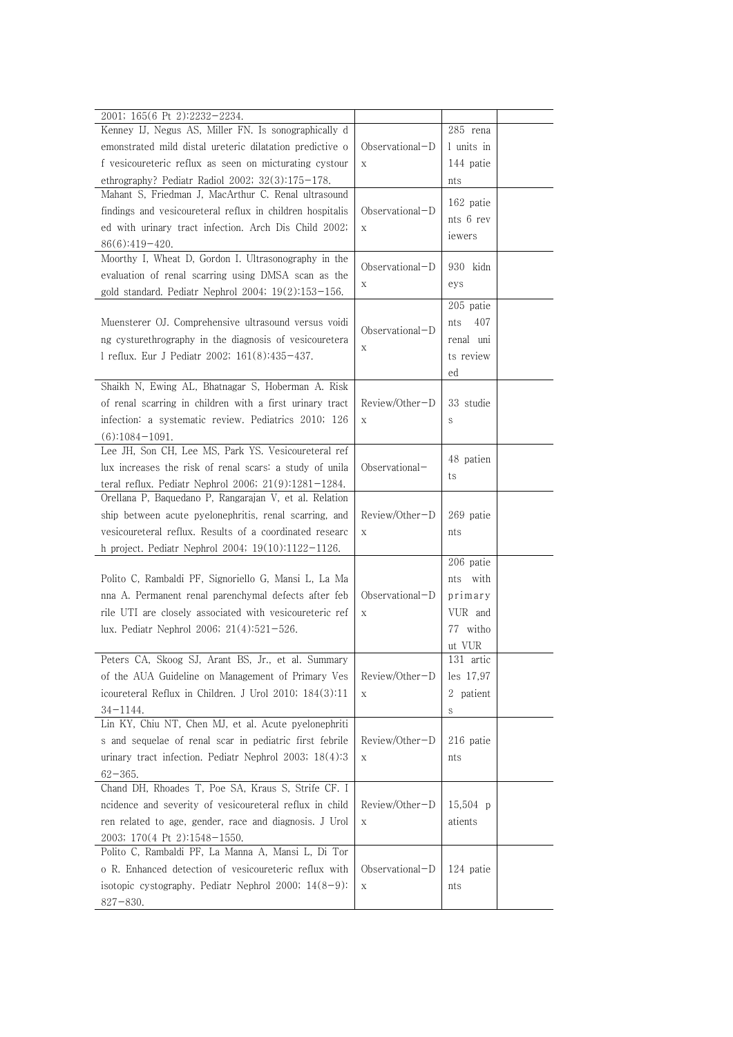| | | | |
|---|---|---|---|
| 2001; 165(6 Pt 2):2232−2234. | | | |
| Kenney IJ, Negus AS, Miller FN. Is sonographically demonstrated mild distal ureteric dilatation predictive of vesicoureteric reflux as seen on micturating cystourethrography? Pediatr Radiol 2002; 32(3):175−178. | Observational−Dx | 285 renal units in 144 patients | |
| Mahant S, Friedman J, MacArthur C. Renal ultrasound findings and vesicoureteral reflux in children hospitalised with urinary tract infection. Arch Dis Child 2002; 86(6):419−420. | Observational−Dx | 162 patients 6 reviewers | |
| Moorthy I, Wheat D, Gordon I. Ultrasonography in the evaluation of renal scarring using DMSA scan as the gold standard. Pediatr Nephrol 2004; 19(2):153−156. | Observational−Dx | 930 kidneys | |
| Muensterer OJ. Comprehensive ultrasound versus voiding cysturethrography in the diagnosis of vesicoureteral reflux. Eur J Pediatr 2002; 161(8):435−437. | Observational−Dx | 205 patients 407 renal units reviewed | |
| Shaikh N, Ewing AL, Bhatnagar S, Hoberman A. Risk of renal scarring in children with a first urinary tract infection: a systematic review. Pediatrics 2010; 126(6):1084−1091. | Review/Other−Dx | 33 studies | |
| Lee JH, Son CH, Lee MS, Park YS. Vesicoureteral reflux increases the risk of renal scars: a study of unilateral reflux. Pediatr Nephrol 2006; 21(9):1281−1284. | Observational− | 48 patients | |
| Orellana P, Baquedano P, Rangarajan V, et al. Relationship between acute pyelonephritis, renal scarring, and vesicoureteral reflux. Results of a coordinated research project. Pediatr Nephrol 2004; 19(10):1122−1126. | Review/Other−Dx | 269 patients | |
| Polito C, Rambaldi PF, Signoriello G, Mansi L, La Manna A. Permanent renal parenchymal defects after febrile UTI are closely associated with vesicoureteric reflux. Pediatr Nephrol 2006; 21(4):521−526. | Observational−Dx | 206 patients with primary VUR and 77 without VUR | |
| Peters CA, Skoog SJ, Arant BS, Jr., et al. Summary of the AUA Guideline on Management of Primary Vesicoureteral Reflux in Children. J Urol 2010; 184(3):1134−1144. | Review/Other−Dx | 131 articles 17,972 patients | |
| Lin KY, Chiu NT, Chen MJ, et al. Acute pyelonephritis and sequelae of renal scar in pediatric first febrile urinary tract infection. Pediatr Nephrol 2003; 18(4):362−365. | Review/Other−Dx | 216 patients | |
| Chand DH, Rhoades T, Poe SA, Kraus S, Strife CF. Incidence and severity of vesicoureteral reflux in children related to age, gender, race and diagnosis. J Urol 2003; 170(4 Pt 2):1548−1550. | Review/Other−Dx | 15,504 patients | |
| Polito C, Rambaldi PF, La Manna A, Mansi L, Di Toro R. Enhanced detection of vesicoureteric reflux with isotopic cystography. Pediatr Nephrol 2000; 14(8−9):827−830. | Observational−Dx | 124 patients | |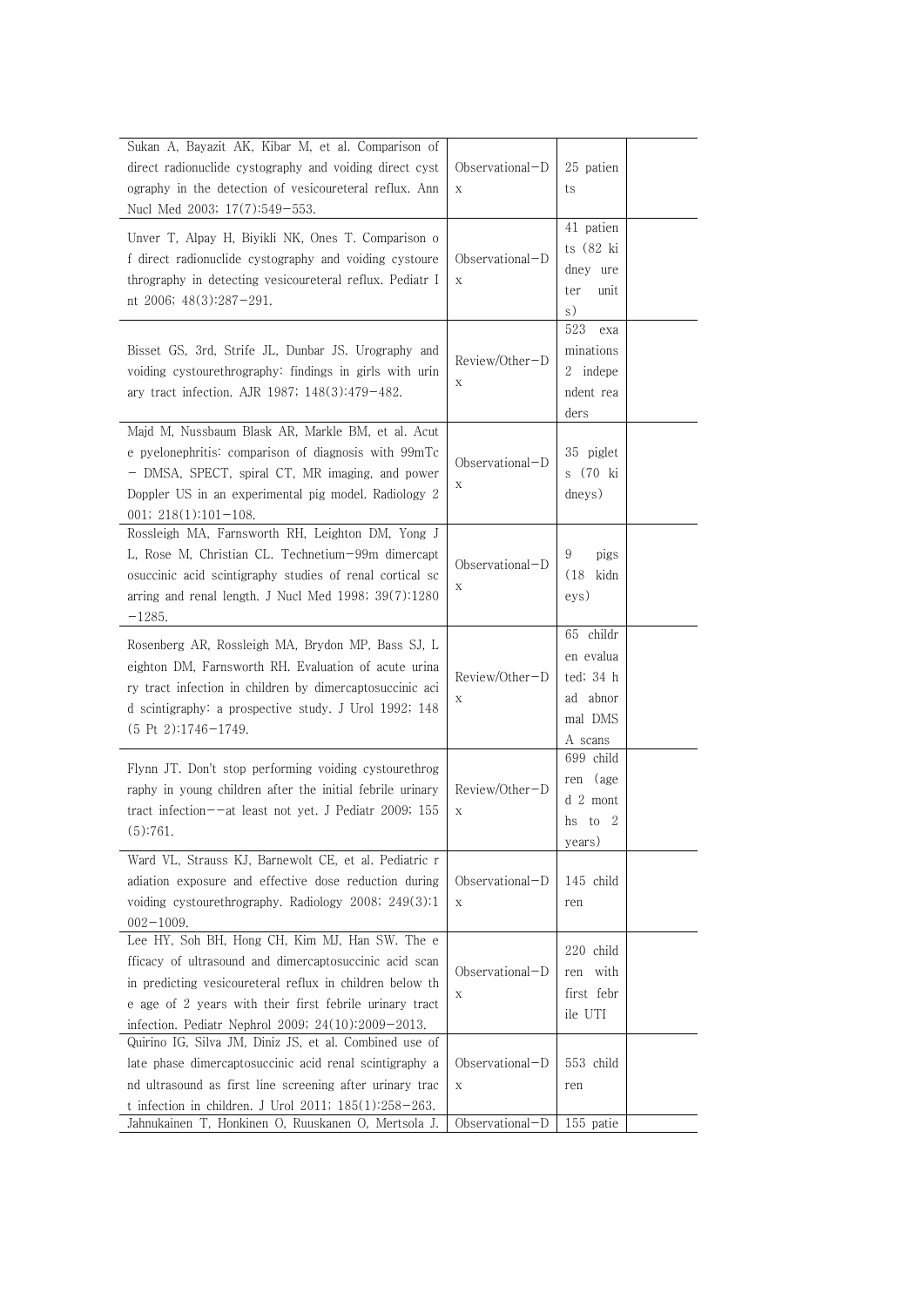| | | | |
|---|---|---|---|
| Sukan A, Bayazit AK, Kibar M, et al. Comparison of direct radionuclide cystography and voiding direct cystography in the detection of vesicoureteral reflux. Ann Nucl Med 2003; 17(7):549-553. | Observational-Dx | 25 patients | |
| Unver T, Alpay H, Biyikli NK, Ones T. Comparison of direct radionuclide cystography and voiding cystourethrography in detecting vesicoureteral reflux. Pediatr Int 2006; 48(3):287-291. | Observational-Dx | 41 patients (82 kidney ureter units) | |
| Bisset GS, 3rd, Strife JL, Dunbar JS. Urography and voiding cystourethrography: findings in girls with urinary tract infection. AJR 1987; 148(3):479-482. | Review/Other-Dx | 523 examinations 2 independent readers | |
| Majd M, Nussbaum Blask AR, Markle BM, et al. Acute pyelonephritis: comparison of diagnosis with 99mTc - DMSA, SPECT, spiral CT, MR imaging, and power Doppler US in an experimental pig model. Radiology 2001; 218(1):101-108. | Observational-Dx | 35 piglets (70 kidneys) | |
| Rossleigh MA, Farnsworth RH, Leighton DM, Yong JL, Rose M, Christian CL. Technetium-99m dimercaptosuccinic acid scintigraphy studies of renal cortical scarring and renal length. J Nucl Med 1998; 39(7):1280-1285. | Observational-Dx | 9 pigs (18 kidneys) | |
| Rosenberg AR, Rossleigh MA, Brydon MP, Bass SJ, Leighton DM, Farnsworth RH. Evaluation of acute urinary tract infection in children by dimercaptosuccinic acid scintigraphy: a prospective study. J Urol 1992; 148(5 Pt 2):1746-1749. | Review/Other-Dx | 65 children evaluated; 34 had abnormal DMSA scans | |
| Flynn JT. Don't stop performing voiding cystourethrography in young children after the initial febrile urinary tract infection--at least not yet. J Pediatr 2009; 155(5):761. | Review/Other-Dx | 699 children (aged 2 months to 2 years) | |
| Ward VL, Strauss KJ, Barnewolt CE, et al. Pediatric radiation exposure and effective dose reduction during voiding cystourethrography. Radiology 2008; 249(3):1002-1009. | Observational-Dx | 145 children | |
| Lee HY, Soh BH, Hong CH, Kim MJ, Han SW. The efficacy of ultrasound and dimercaptosuccinic acid scan in predicting vesicoureteral reflux in children below the age of 2 years with their first febrile urinary tract infection. Pediatr Nephrol 2009; 24(10):2009-2013. | Observational-Dx | 220 children with first febrile UTI | |
| Quirino IG, Silva JM, Diniz JS, et al. Combined use of late phase dimercaptosuccinic acid renal scintigraphy and ultrasound as first line screening after urinary tract infection in children. J Urol 2011; 185(1):258-263. | Observational-Dx | 553 children | |
| Jahnukainen T, Honkinen O, Ruuskanen O, Mertsola J. | Observational-Dx | 155 patie | |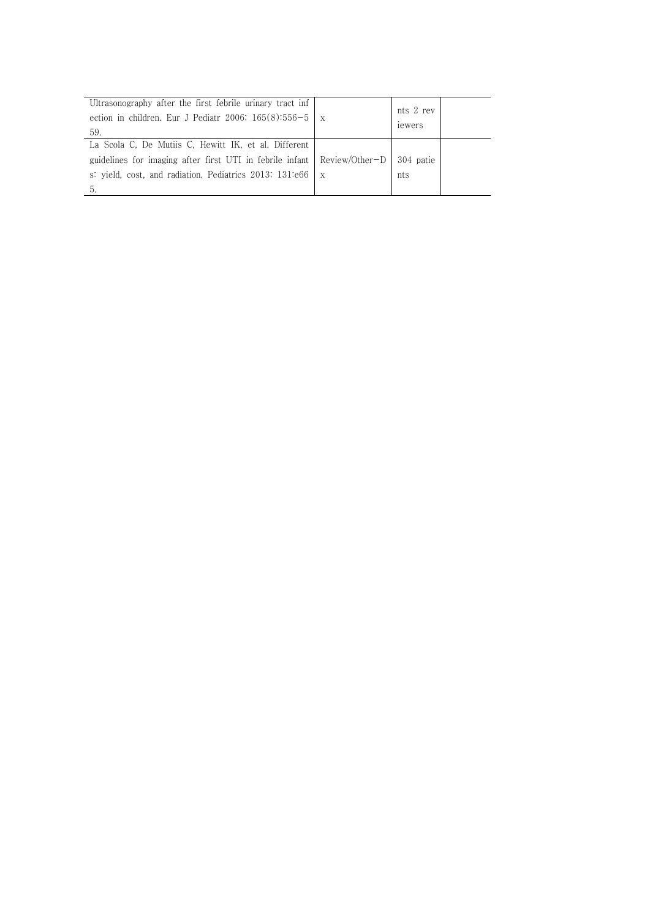| | | | |
|---|---|---|---|
| Ultrasonography after the first febrile urinary tract infection in children. Eur J Pediatr 2006; 165(8):556-559. | x | nts 2 reviewers | |
| La Scola C, De Mutiis C, Hewitt IK, et al. Different guidelines for imaging after first UTI in febrile infants: yield, cost, and radiation. Pediatrics 2013; 131:e665. | Review/Other-Dx | 304 patients | |